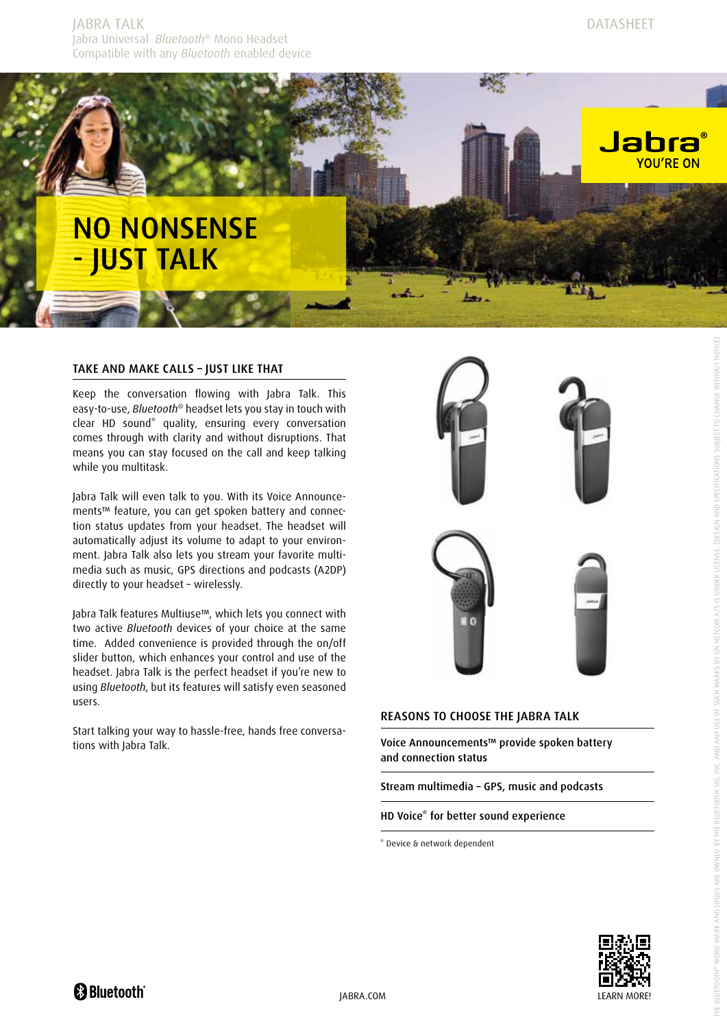JABRA TALK
Jabra Universal *Bluetooth*® Mono Headset
Compatible with any *Bluetooth* enabled device

DATASHEET

# NO NONSENSE - JUST TALK

Jabra® YOU'RE ON

## TAKE AND MAKE CALLS – JUST LIKE THAT

Keep the conversation flowing with Jabra Talk. This easy-to-use, *Bluetooth*® headset lets you stay in touch with clear HD sound* quality, ensuring every conversation comes through with clarity and without disruptions. That means you can stay focused on the call and keep talking while you multitask.

Jabra Talk will even talk to you. With its Voice Announcements™ feature, you can get spoken battery and connection status updates from your headset. The headset will automatically adjust its volume to adapt to your environment. Jabra Talk also lets you stream your favorite multimedia such as music, GPS directions and podcasts (A2DP) directly to your headset – wirelessly.

Jabra Talk features Multiuse™, which lets you connect with two active *Bluetooth* devices of your choice at the same time. Added convenience is provided through the on/off slider button, which enhances your control and use of the headset. Jabra Talk is the perfect headset if you're new to using *Bluetooth*, but its features will satisfy even seasoned users.

Start talking your way to hassle-free, hands free conversations with Jabra Talk.

## REASONS TO CHOOSE THE JABRA TALK

- Voice Announcements™ provide spoken battery and connection status
- Stream multimedia – GPS, music and podcasts
- HD Voice* for better sound experience

* Device & network dependent

THE BLUETOOTH® WORD MARK AND LOGOS ARE OWNED BY THE BLUETOOTH SIG, INC. AND ANY USE OF SUCH MARKS BY GN NETCOM A/S IS UNDER LICENSE. (DESIGN AND SPECIFICATIONS SUBJECT TO CHANGE WITHOUT NOTICE)

Bluetooth®

JABRA.COM

LEARN MORE!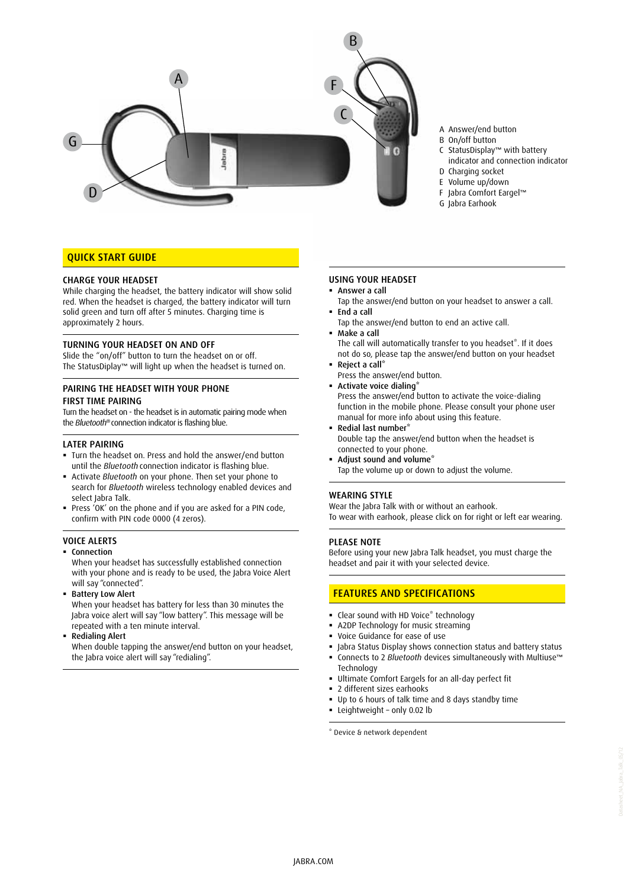A Answer/end button
B On/off button
C StatusDisplay™ with battery indicator and connection indicator
D Charging socket
E Volume up/down
F Jabra Comfort Eargel™
G Jabra Earhook

## QUICK START GUIDE

### CHARGE YOUR HEADSET

While charging the headset, the battery indicator will show solid red. When the headset is charged, the battery indicator will turn solid green and turn off after 5 minutes. Charging time is approximately 2 hours.

### TURNING YOUR HEADSET ON AND OFF

Slide the "on/off" button to turn the headset on or off.
The StatusDiplay™ will light up when the headset is turned on.

### PAIRING THE HEADSET WITH YOUR PHONE

### FIRST TIME PAIRING

Turn the headset on - the headset is in automatic pairing mode when the *Bluetooth*® connection indicator is flashing blue.

### LATER PAIRING

- Turn the headset on. Press and hold the answer/end button until the *Bluetooth* connection indicator is flashing blue.
- Activate *Bluetooth* on your phone. Then set your phone to search for *Bluetooth* wireless technology enabled devices and select Jabra Talk.
- Press 'OK' on the phone and if you are asked for a PIN code, confirm with PIN code 0000 (4 zeros).

### VOICE ALERTS

- **Connection**
  When your headset has successfully established connection with your phone and is ready to be used, the Jabra Voice Alert will say "connected".
- **Battery Low Alert**
  When your headset has battery for less than 30 minutes the Jabra voice alert will say "low battery". This message will be repeated with a ten minute interval.
- **Redialing Alert**
  When double tapping the answer/end button on your headset, the Jabra voice alert will say "redialing".

### USING YOUR HEADSET

- **Answer a call**
  Tap the answer/end button on your headset to answer a call.
- **End a call**
  Tap the answer/end button to end an active call.
- **Make a call**
  The call will automatically transfer to you headset*. If it does not do so, please tap the answer/end button on your headset
- **Reject a call***
  Press the answer/end button.
- **Activate voice dialing***
  Press the answer/end button to activate the voice-dialing function in the mobile phone. Please consult your phone user manual for more info about using this feature.
- **Redial last number***
  Double tap the answer/end button when the headset is connected to your phone.
- **Adjust sound and volume***
  Tap the volume up or down to adjust the volume.

### WEARING STYLE

Wear the Jabra Talk with or without an earhook.
To wear with earhook, please click on for right or left ear wearing.

### PLEASE NOTE

Before using your new Jabra Talk headset, you must charge the headset and pair it with your selected device.

## FEATURES AND SPECIFICATIONS

- Clear sound with HD Voice* technology
- A2DP Technology for music streaming
- Voice Guidance for ease of use
- Jabra Status Display shows connection status and battery status
- Connects to 2 *Bluetooth* devices simultaneously with Multiuse™ Technology
- Ultimate Comfort Eargels for an all-day perfect fit
- 2 different sizes earhooks
- Up to 6 hours of talk time and 8 days standby time
- Leightweight – only 0.02 lb

* Device & network dependent

JABRA.COM